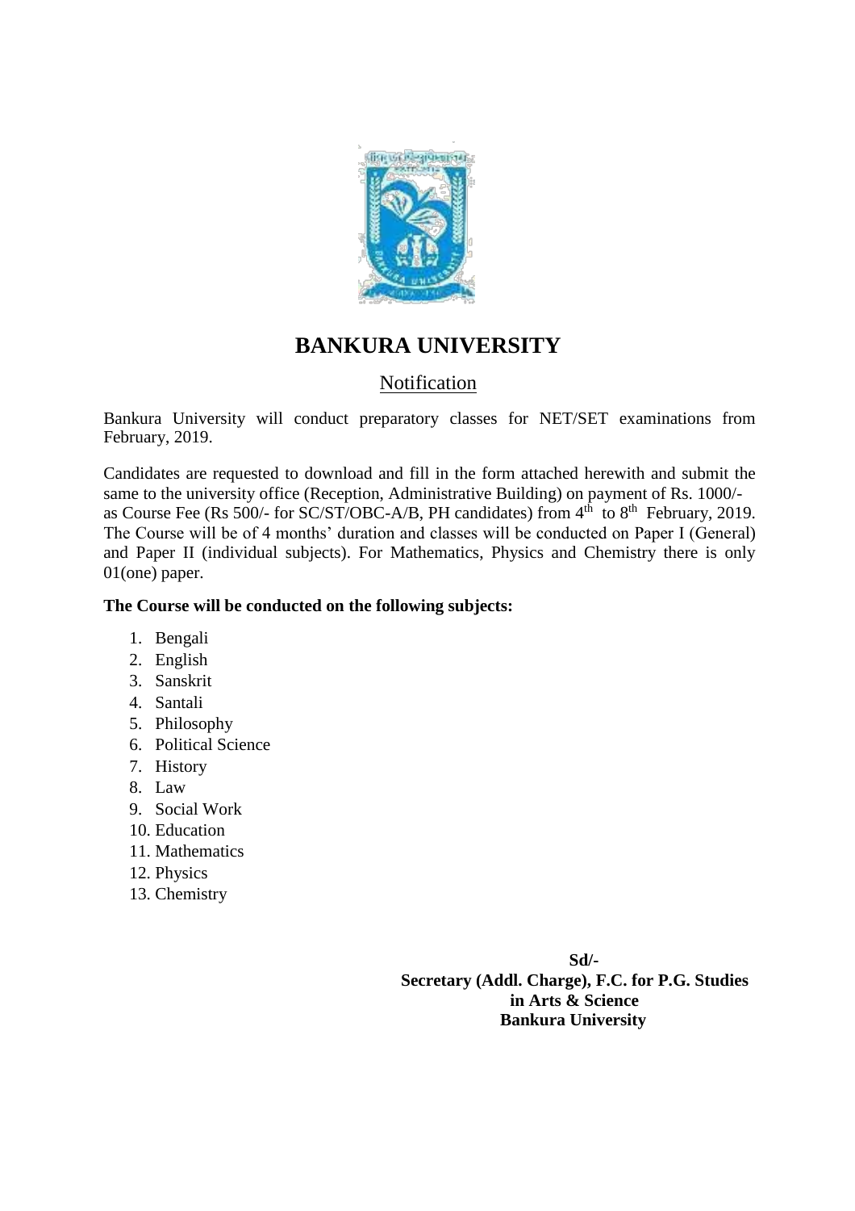# BANKURA UNIVERSITY

## Notification

Bankura University will conduct preparatory classes for NET/SET examinations from February, 2019.

Candidates are requested to download and fill in the form attached herewith and submit the same to the university office (Reception, Administrative Building) on payment of Rs. 1000/- as Course Fee (Rs 500/- for SC/ST/OBC-A/B, PH candidates) from 4th to 8th February, 2019. The Course will be of 4 months' duration and classes will be conducted on Paper I (General) and Paper II (individual subjects). For Mathematics, Physics and Chemistry there is only 01(one) paper.

**The Course will be conducted on the following subjects:**

1. Bengali
2. English
3. Sanskrit
4. Santali
5. Philosophy
6. Political Science
7. History
8. Law
9. Social Work
10. Education
11. Mathematics
12. Physics
13. Chemistry

**Sd/-**
**Secretary (Addl. Charge), F.C. for P.G. Studies in Arts & Science**
**Bankura University**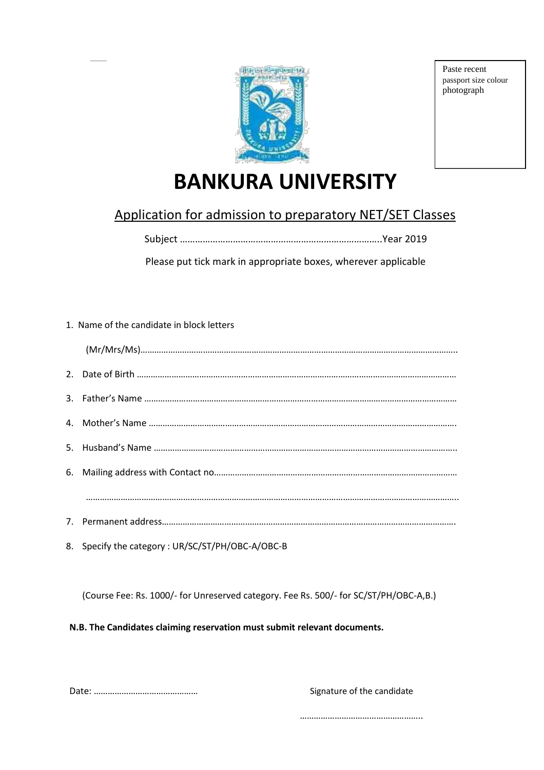Paste recent passport size colour photograph

# BANKURA UNIVERSITY

## Application for admission to preparatory NET/SET Classes

Subject …………………………………………………………………….Year 2019

Please put tick mark in appropriate boxes, wherever applicable

1. Name of the candidate in block letters

   (Mr/Mrs/Ms)……………………………………………………………………………………………………………………..

2. Date of Birth ………………………………………………………………………………………………………………

3. Father's Name ……………………………………………………………………………………………………………

4. Mother's Name ………………………………………………………………………………………………………….

5. Husband's Name …………………………………………………………………………………………………………..

6. Mailing address with Contact no……………………………………………………………………………………

   ……………………………………………………………………………………………………………………………………..

7. Permanent address……………………………………………………………………………………………………….

8. Specify the category : UR/SC/ST/PH/OBC-A/OBC-B

(Course Fee: Rs. 1000/- for Unreserved category. Fee Rs. 500/- for SC/ST/PH/OBC-A,B.)

**N.B. The Candidates claiming reservation must submit relevant documents.**

Date: ………………………………………

Signature of the candidate

……………………………………………..